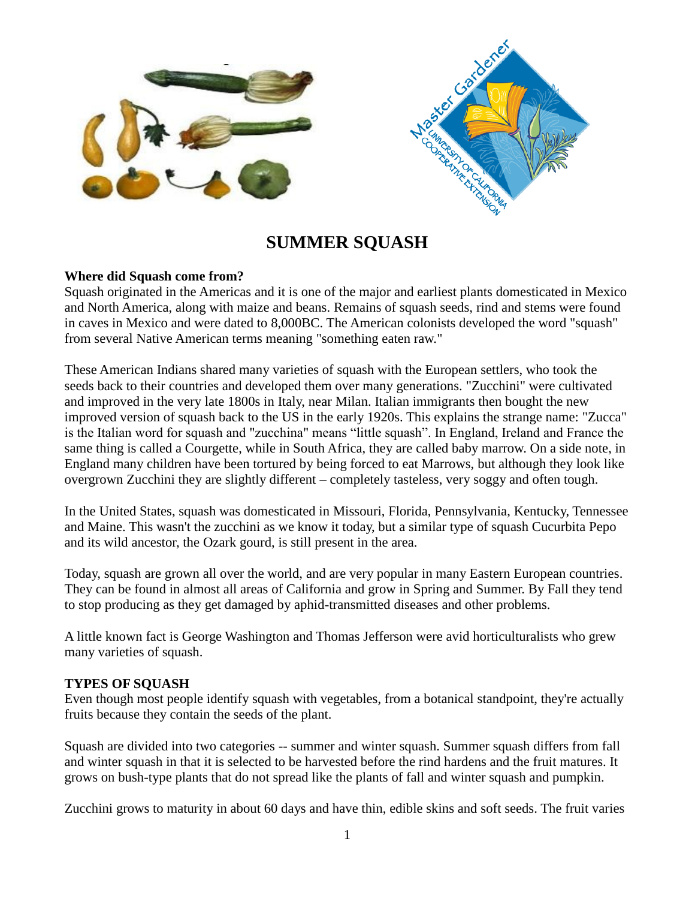# SUMMER SQUASH

**Where did Squash come from?**

Squash originated in the Americas and it is one of the major and earliest plants domesticated in Mexico and North America, along with maize and beans. Remains of squash seeds, rind and stems were found in caves in Mexico and were dated to 8,000BC. The American colonists developed the word "squash" from several Native American terms meaning "something eaten raw."

These American Indians shared many varieties of squash with the European settlers, who took the seeds back to their countries and developed them over many generations. "Zucchini" were cultivated and improved in the very late 1800s in Italy, near Milan. Italian immigrants then bought the new improved version of squash back to the US in the early 1920s. This explains the strange name: "Zucca" is the Italian word for squash and "zucchina" means "little squash". In England, Ireland and France the same thing is called a Courgette, while in South Africa, they are called baby marrow. On a side note, in England many children have been tortured by being forced to eat Marrows, but although they look like overgrown Zucchini they are slightly different – completely tasteless, very soggy and often tough.

In the United States, squash was domesticated in Missouri, Florida, Pennsylvania, Kentucky, Tennessee and Maine. This wasn't the zucchini as we know it today, but a similar type of squash Cucurbita Pepo and its wild ancestor, the Ozark gourd, is still present in the area.

Today, squash are grown all over the world, and are very popular in many Eastern European countries. They can be found in almost all areas of California and grow in Spring and Summer. By Fall they tend to stop producing as they get damaged by aphid-transmitted diseases and other problems.

A little known fact is George Washington and Thomas Jefferson were avid horticulturalists who grew many varieties of squash.

**TYPES OF SQUASH**

Even though most people identify squash with vegetables, from a botanical standpoint, they're actually fruits because they contain the seeds of the plant.

Squash are divided into two categories -- summer and winter squash. Summer squash differs from fall and winter squash in that it is selected to be harvested before the rind hardens and the fruit matures. It grows on bush-type plants that do not spread like the plants of fall and winter squash and pumpkin.

Zucchini grows to maturity in about 60 days and have thin, edible skins and soft seeds. The fruit varies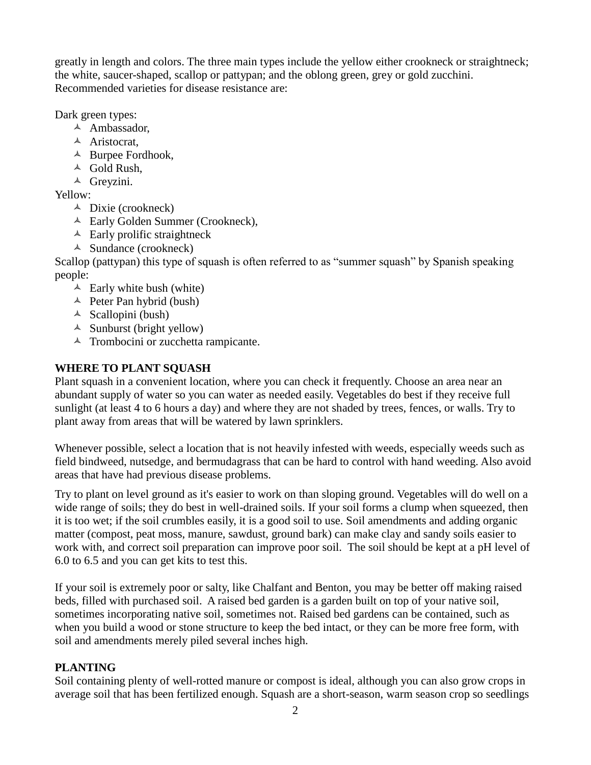greatly in length and colors. The three main types include the yellow either crookneck or straightneck; the white, saucer-shaped, scallop or pattypan; and the oblong green, grey or gold zucchini. Recommended varieties for disease resistance are:

Dark green types:

- Ambassador,
- Aristocrat,
- Burpee Fordhook,
- Gold Rush,
- Greyzini.

Yellow:

- Dixie (crookneck)
- Early Golden Summer (Crookneck),
- Early prolific straightneck
- Sundance (crookneck)

Scallop (pattypan) this type of squash is often referred to as "summer squash" by Spanish speaking people:

- Early white bush (white)
- Peter Pan hybrid (bush)
- Scallopini (bush)
- Sunburst (bright yellow)
- Trombocini or zucchetta rampicante.

**WHERE TO PLANT SQUASH**

Plant squash in a convenient location, where you can check it frequently. Choose an area near an abundant supply of water so you can water as needed easily. Vegetables do best if they receive full sunlight (at least 4 to 6 hours a day) and where they are not shaded by trees, fences, or walls. Try to plant away from areas that will be watered by lawn sprinklers.

Whenever possible, select a location that is not heavily infested with weeds, especially weeds such as field bindweed, nutsedge, and bermudagrass that can be hard to control with hand weeding. Also avoid areas that have had previous disease problems.

Try to plant on level ground as it's easier to work on than sloping ground. Vegetables will do well on a wide range of soils; they do best in well-drained soils. If your soil forms a clump when squeezed, then it is too wet; if the soil crumbles easily, it is a good soil to use. Soil amendments and adding organic matter (compost, peat moss, manure, sawdust, ground bark) can make clay and sandy soils easier to work with, and correct soil preparation can improve poor soil. The soil should be kept at a pH level of 6.0 to 6.5 and you can get kits to test this.

If your soil is extremely poor or salty, like Chalfant and Benton, you may be better off making raised beds, filled with purchased soil. A raised bed garden is a garden built on top of your native soil, sometimes incorporating native soil, sometimes not. Raised bed gardens can be contained, such as when you build a wood or stone structure to keep the bed intact, or they can be more free form, with soil and amendments merely piled several inches high.

**PLANTING**

Soil containing plenty of well-rotted manure or compost is ideal, although you can also grow crops in average soil that has been fertilized enough. Squash are a short-season, warm season crop so seedlings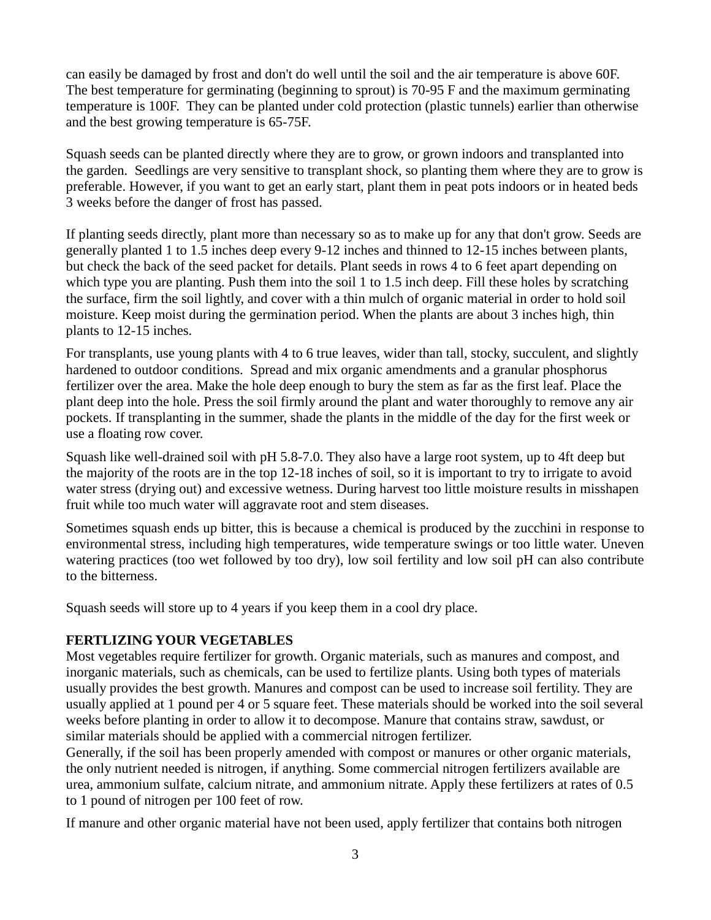can easily be damaged by frost and don't do well until the soil and the air temperature is above 60F. The best temperature for germinating (beginning to sprout) is 70-95 F and the maximum germinating temperature is 100F. They can be planted under cold protection (plastic tunnels) earlier than otherwise and the best growing temperature is 65-75F.

Squash seeds can be planted directly where they are to grow, or grown indoors and transplanted into the garden. Seedlings are very sensitive to transplant shock, so planting them where they are to grow is preferable. However, if you want to get an early start, plant them in peat pots indoors or in heated beds 3 weeks before the danger of frost has passed.

If planting seeds directly, plant more than necessary so as to make up for any that don't grow. Seeds are generally planted 1 to 1.5 inches deep every 9-12 inches and thinned to 12-15 inches between plants, but check the back of the seed packet for details. Plant seeds in rows 4 to 6 feet apart depending on which type you are planting. Push them into the soil 1 to 1.5 inch deep. Fill these holes by scratching the surface, firm the soil lightly, and cover with a thin mulch of organic material in order to hold soil moisture. Keep moist during the germination period. When the plants are about 3 inches high, thin plants to 12-15 inches.

For transplants, use young plants with 4 to 6 true leaves, wider than tall, stocky, succulent, and slightly hardened to outdoor conditions. Spread and mix organic amendments and a granular phosphorus fertilizer over the area. Make the hole deep enough to bury the stem as far as the first leaf. Place the plant deep into the hole. Press the soil firmly around the plant and water thoroughly to remove any air pockets. If transplanting in the summer, shade the plants in the middle of the day for the first week or use a floating row cover.

Squash like well-drained soil with pH 5.8-7.0. They also have a large root system, up to 4ft deep but the majority of the roots are in the top 12-18 inches of soil, so it is important to try to irrigate to avoid water stress (drying out) and excessive wetness. During harvest too little moisture results in misshapen fruit while too much water will aggravate root and stem diseases.

Sometimes squash ends up bitter, this is because a chemical is produced by the zucchini in response to environmental stress, including high temperatures, wide temperature swings or too little water. Uneven watering practices (too wet followed by too dry), low soil fertility and low soil pH can also contribute to the bitterness.

Squash seeds will store up to 4 years if you keep them in a cool dry place.

**FERTLIZING YOUR VEGETABLES**

Most vegetables require fertilizer for growth. Organic materials, such as manures and compost, and inorganic materials, such as chemicals, can be used to fertilize plants. Using both types of materials usually provides the best growth. Manures and compost can be used to increase soil fertility. They are usually applied at 1 pound per 4 or 5 square feet. These materials should be worked into the soil several weeks before planting in order to allow it to decompose. Manure that contains straw, sawdust, or similar materials should be applied with a commercial nitrogen fertilizer.

Generally, if the soil has been properly amended with compost or manures or other organic materials, the only nutrient needed is nitrogen, if anything. Some commercial nitrogen fertilizers available are urea, ammonium sulfate, calcium nitrate, and ammonium nitrate. Apply these fertilizers at rates of 0.5 to 1 pound of nitrogen per 100 feet of row.

If manure and other organic material have not been used, apply fertilizer that contains both nitrogen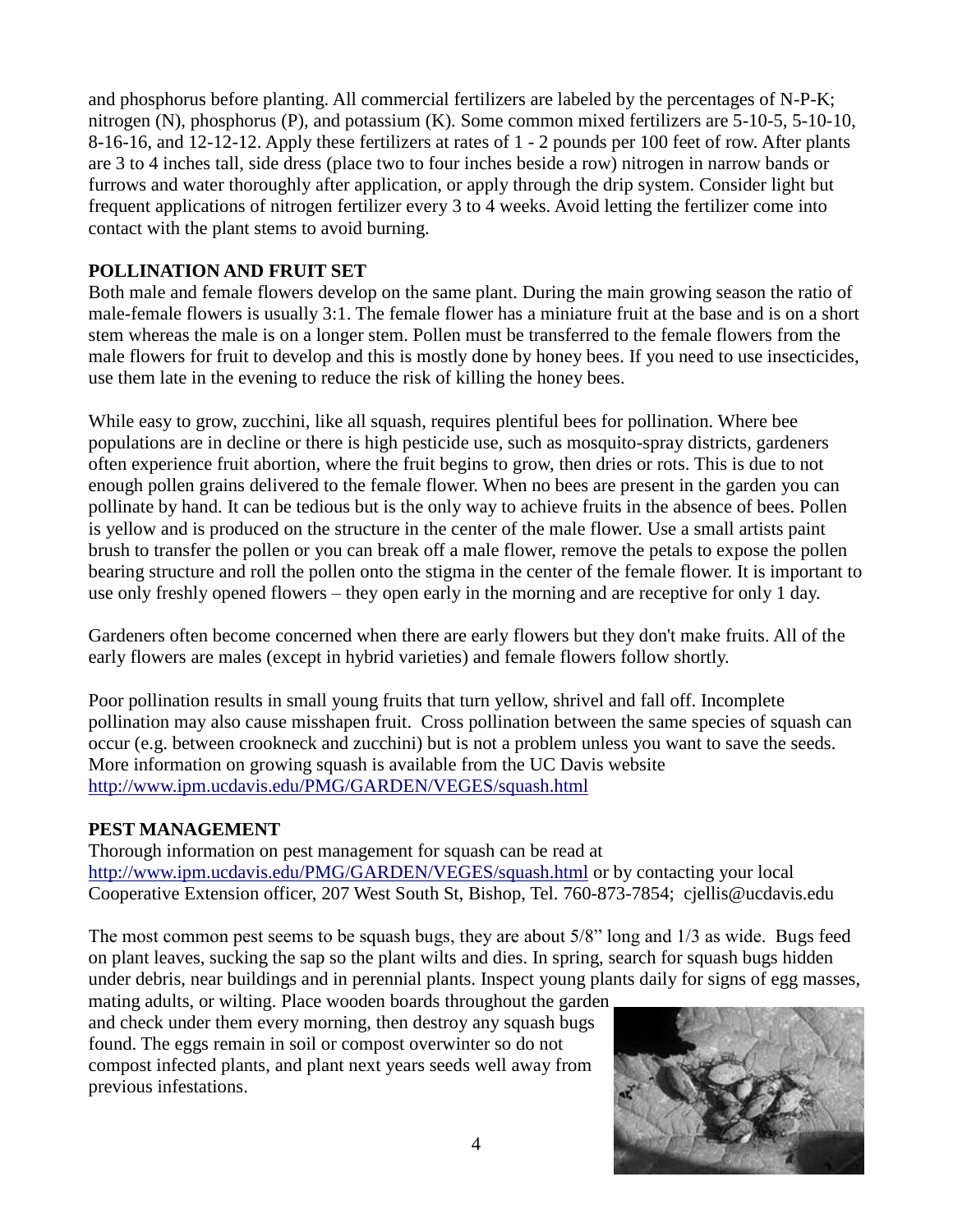and phosphorus before planting. All commercial fertilizers are labeled by the percentages of N-P-K; nitrogen (N), phosphorus (P), and potassium (K). Some common mixed fertilizers are 5-10-5, 5-10-10, 8-16-16, and 12-12-12. Apply these fertilizers at rates of 1 - 2 pounds per 100 feet of row. After plants are 3 to 4 inches tall, side dress (place two to four inches beside a row) nitrogen in narrow bands or furrows and water thoroughly after application, or apply through the drip system. Consider light but frequent applications of nitrogen fertilizer every 3 to 4 weeks. Avoid letting the fertilizer come into contact with the plant stems to avoid burning.

## POLLINATION AND FRUIT SET

Both male and female flowers develop on the same plant. During the main growing season the ratio of male-female flowers is usually 3:1. The female flower has a miniature fruit at the base and is on a short stem whereas the male is on a longer stem. Pollen must be transferred to the female flowers from the male flowers for fruit to develop and this is mostly done by honey bees. If you need to use insecticides, use them late in the evening to reduce the risk of killing the honey bees.

While easy to grow, zucchini, like all squash, requires plentiful bees for pollination. Where bee populations are in decline or there is high pesticide use, such as mosquito-spray districts, gardeners often experience fruit abortion, where the fruit begins to grow, then dries or rots. This is due to not enough pollen grains delivered to the female flower. When no bees are present in the garden you can pollinate by hand. It can be tedious but is the only way to achieve fruits in the absence of bees. Pollen is yellow and is produced on the structure in the center of the male flower. Use a small artists paint brush to transfer the pollen or you can break off a male flower, remove the petals to expose the pollen bearing structure and roll the pollen onto the stigma in the center of the female flower. It is important to use only freshly opened flowers – they open early in the morning and are receptive for only 1 day.

Gardeners often become concerned when there are early flowers but they don't make fruits. All of the early flowers are males (except in hybrid varieties) and female flowers follow shortly.

Poor pollination results in small young fruits that turn yellow, shrivel and fall off. Incomplete pollination may also cause misshapen fruit. Cross pollination between the same species of squash can occur (e.g. between crookneck and zucchini) but is not a problem unless you want to save the seeds. More information on growing squash is available from the UC Davis website http://www.ipm.ucdavis.edu/PMG/GARDEN/VEGES/squash.html

## PEST MANAGEMENT

Thorough information on pest management for squash can be read at http://www.ipm.ucdavis.edu/PMG/GARDEN/VEGES/squash.html or by contacting your local Cooperative Extension officer, 207 West South St, Bishop, Tel. 760-873-7854; cjellis@ucdavis.edu

The most common pest seems to be squash bugs, they are about 5/8" long and 1/3 as wide. Bugs feed on plant leaves, sucking the sap so the plant wilts and dies. In spring, search for squash bugs hidden under debris, near buildings and in perennial plants. Inspect young plants daily for signs of egg masses, mating adults, or wilting. Place wooden boards throughout the garden and check under them every morning, then destroy any squash bugs found. The eggs remain in soil or compost overwinter so do not compost infected plants, and plant next years seeds well away from previous infestations.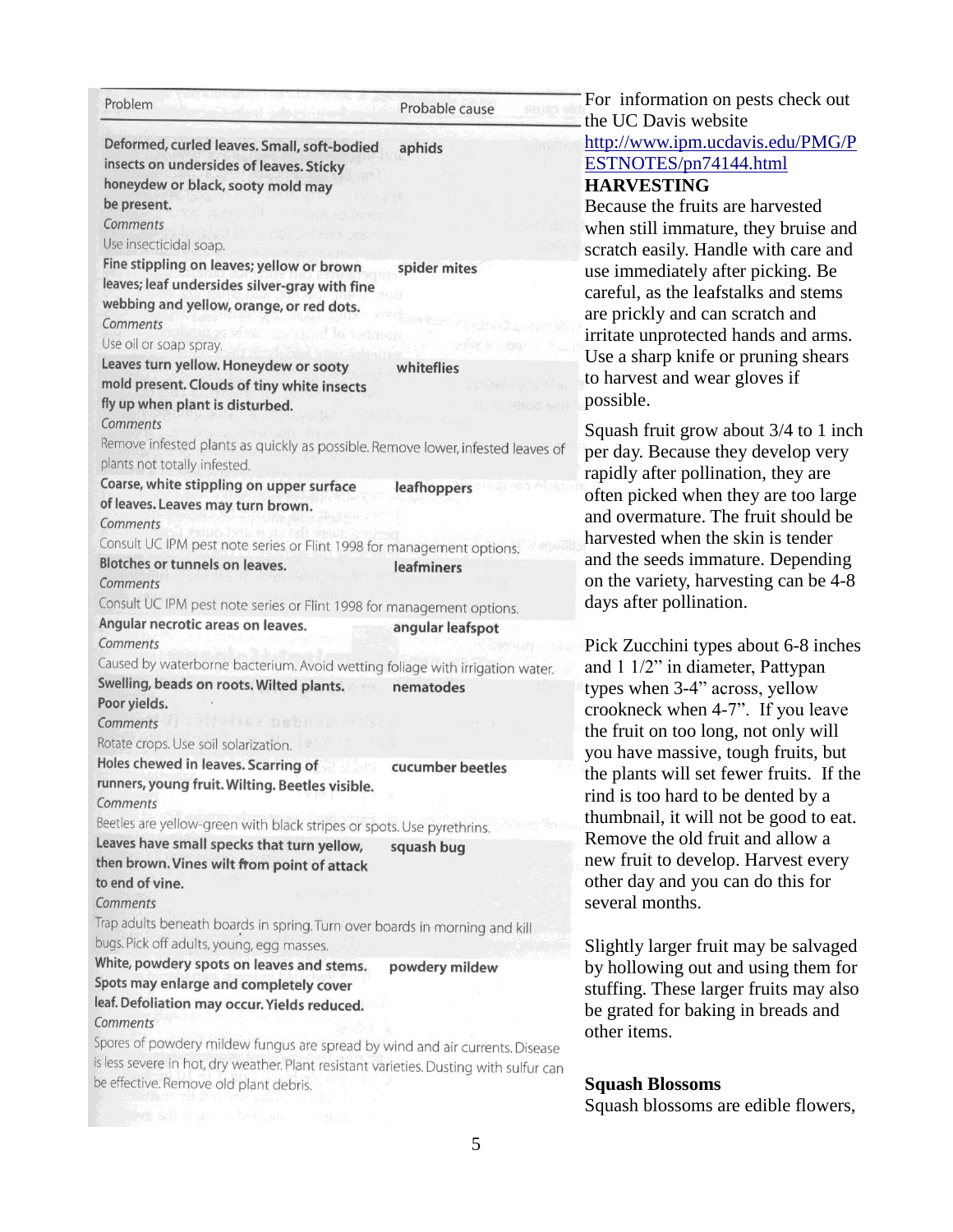| Problem | Probable cause |
|---|---|
| Deformed, curled leaves. Small, soft-bodied insects on undersides of leaves. Sticky honeydew or black, sooty mold may be present.<br>*Comments*<br>Use insecticidal soap. | aphids |
| Fine stippling on leaves; yellow or brown leaves; leaf undersides silver-gray with fine webbing and yellow, orange, or red dots.<br>*Comments*<br>Use oil or soap spray. | spider mites |
| Leaves turn yellow. Honeydew or sooty mold present. Clouds of tiny white insects fly up when plant is disturbed.<br>*Comments*<br>Remove infested plants as quickly as possible. Remove lower, infested leaves of plants not totally infested. | whiteflies |
| Coarse, white stippling on upper surface of leaves. Leaves may turn brown.<br>*Comments*<br>Consult UC IPM pest note series or Flint 1998 for management options. | leafhoppers |
| Blotches or tunnels on leaves.<br>*Comments*<br>Consult UC IPM pest note series or Flint 1998 for management options. | leafminers |
| Angular necrotic areas on leaves.<br>*Comments*<br>Caused by waterborne bacterium. Avoid wetting foliage with irrigation water. | angular leafspot |
| Swelling, beads on roots. Wilted plants. Poor yields.<br>*Comments*<br>Rotate crops. Use soil solarization. | nematodes |
| Holes chewed in leaves. Scarring of runners, young fruit. Wilting. Beetles visible.<br>*Comments*<br>Beetles are yellow-green with black stripes or spots. Use pyrethrins. | cucumber beetles |
| Leaves have small specks that turn yellow, then brown. Vines wilt from point of attack to end of vine.<br>*Comments*<br>Trap adults beneath boards in spring. Turn over boards in morning and kill bugs. Pick off adults, young, egg masses. | squash bug |
| White, powdery spots on leaves and stems. Spots may enlarge and completely cover leaf. Defoliation may occur. Yields reduced.<br>*Comments*<br>Spores of powdery mildew fungus are spread by wind and air currents. Disease is less severe in hot, dry weather. Plant resistant varieties. Dusting with sulfur can be effective. Remove old plant debris. | powdery mildew |

For information on pests check out the UC Davis website http://www.ipm.ucdavis.edu/PMG/PESTNOTES/pn74144.html

**HARVESTING**

Because the fruits are harvested when still immature, they bruise and scratch easily. Handle with care and use immediately after picking. Be careful, as the leafstalks and stems are prickly and can scratch and irritate unprotected hands and arms. Use a sharp knife or pruning shears to harvest and wear gloves if possible.

Squash fruit grow about 3/4 to 1 inch per day. Because they develop very rapidly after pollination, they are often picked when they are too large and overmature. The fruit should be harvested when the skin is tender and the seeds immature. Depending on the variety, harvesting can be 4-8 days after pollination.

Pick Zucchini types about 6-8 inches and 1 1/2" in diameter, Pattypan types when 3-4" across, yellow crookneck when 4-7". If you leave the fruit on too long, not only will you have massive, tough fruits, but the plants will set fewer fruits. If the rind is too hard to be dented by a thumbnail, it will not be good to eat. Remove the old fruit and allow a new fruit to develop. Harvest every other day and you can do this for several months.

Slightly larger fruit may be salvaged by hollowing out and using them for stuffing. These larger fruits may also be grated for baking in breads and other items.

**Squash Blossoms**

Squash blossoms are edible flowers,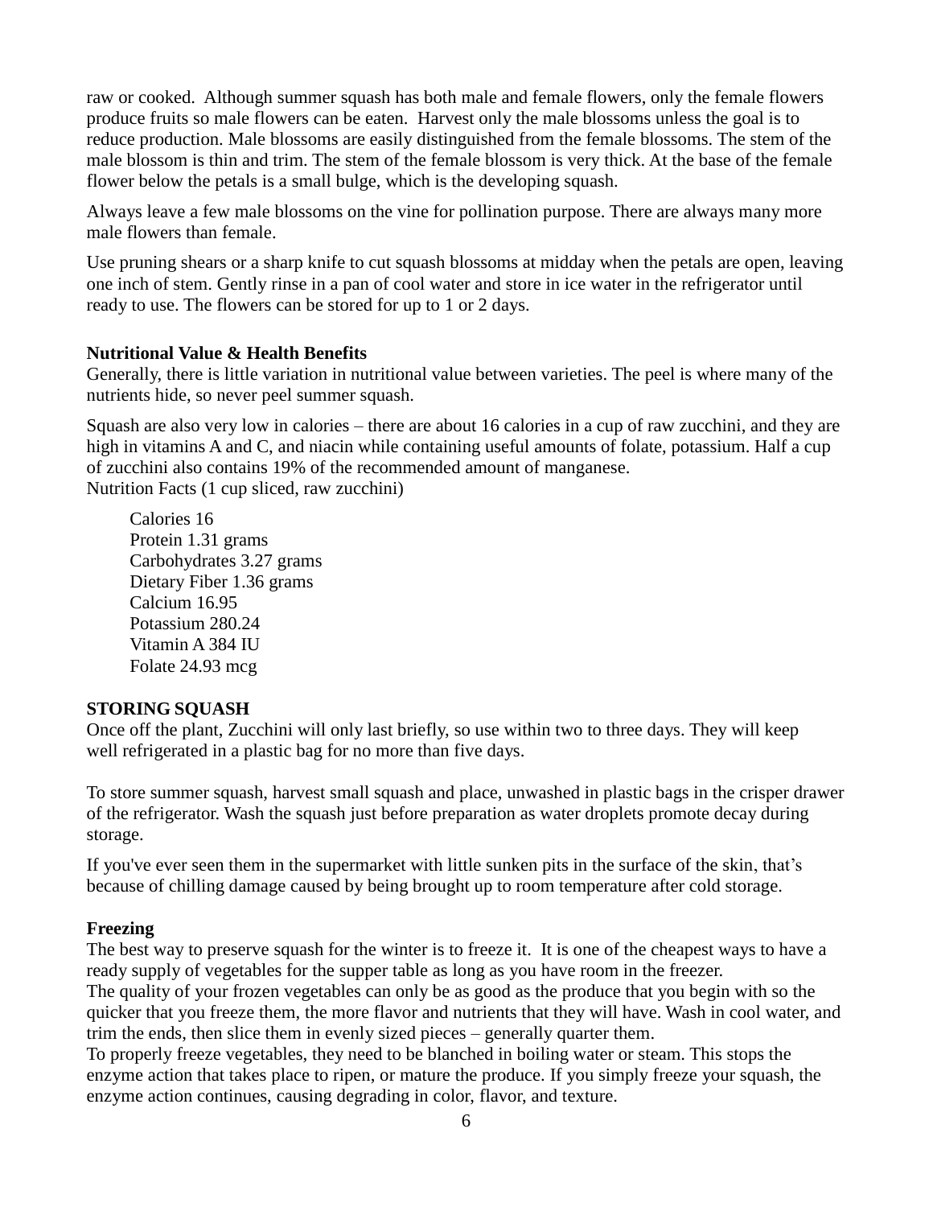raw or cooked. Although summer squash has both male and female flowers, only the female flowers produce fruits so male flowers can be eaten. Harvest only the male blossoms unless the goal is to reduce production. Male blossoms are easily distinguished from the female blossoms. The stem of the male blossom is thin and trim. The stem of the female blossom is very thick. At the base of the female flower below the petals is a small bulge, which is the developing squash.

Always leave a few male blossoms on the vine for pollination purpose. There are always many more male flowers than female.

Use pruning shears or a sharp knife to cut squash blossoms at midday when the petals are open, leaving one inch of stem. Gently rinse in a pan of cool water and store in ice water in the refrigerator until ready to use. The flowers can be stored for up to 1 or 2 days.

**Nutritional Value & Health Benefits**

Generally, there is little variation in nutritional value between varieties. The peel is where many of the nutrients hide, so never peel summer squash.

Squash are also very low in calories – there are about 16 calories in a cup of raw zucchini, and they are high in vitamins A and C, and niacin while containing useful amounts of folate, potassium. Half a cup of zucchini also contains 19% of the recommended amount of manganese.

Nutrition Facts (1 cup sliced, raw zucchini)

Calories 16
Protein 1.31 grams
Carbohydrates 3.27 grams
Dietary Fiber 1.36 grams
Calcium 16.95
Potassium 280.24
Vitamin A 384 IU
Folate 24.93 mcg

**STORING SQUASH**

Once off the plant, Zucchini will only last briefly, so use within two to three days. They will keep well refrigerated in a plastic bag for no more than five days.

To store summer squash, harvest small squash and place, unwashed in plastic bags in the crisper drawer of the refrigerator. Wash the squash just before preparation as water droplets promote decay during storage.

If you've ever seen them in the supermarket with little sunken pits in the surface of the skin, that's because of chilling damage caused by being brought up to room temperature after cold storage.

**Freezing**

The best way to preserve squash for the winter is to freeze it. It is one of the cheapest ways to have a ready supply of vegetables for the supper table as long as you have room in the freezer.

The quality of your frozen vegetables can only be as good as the produce that you begin with so the quicker that you freeze them, the more flavor and nutrients that they will have. Wash in cool water, and trim the ends, then slice them in evenly sized pieces – generally quarter them.

To properly freeze vegetables, they need to be blanched in boiling water or steam. This stops the enzyme action that takes place to ripen, or mature the produce. If you simply freeze your squash, the enzyme action continues, causing degrading in color, flavor, and texture.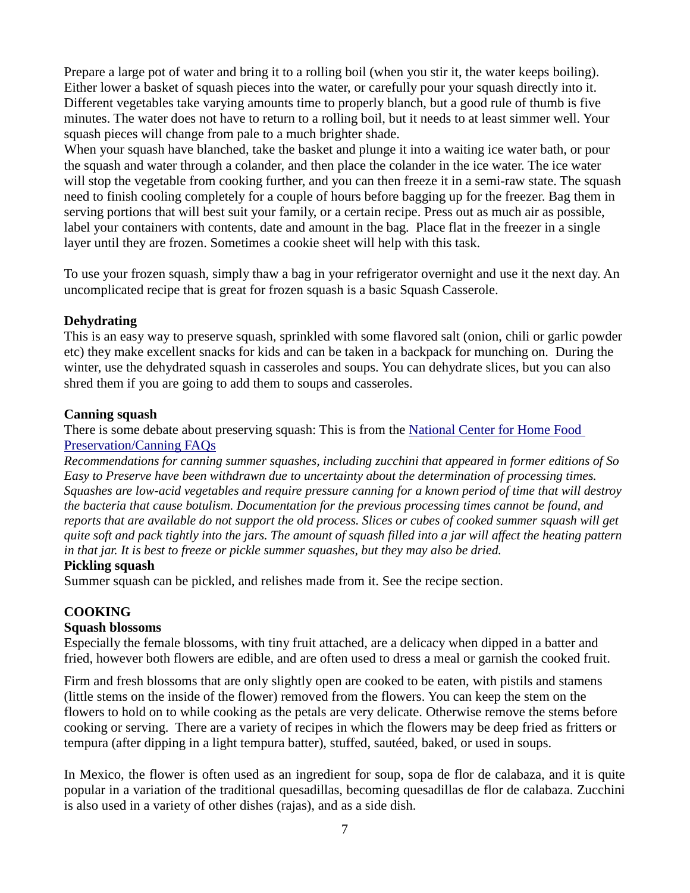Prepare a large pot of water and bring it to a rolling boil (when you stir it, the water keeps boiling). Either lower a basket of squash pieces into the water, or carefully pour your squash directly into it. Different vegetables take varying amounts time to properly blanch, but a good rule of thumb is five minutes. The water does not have to return to a rolling boil, but it needs to at least simmer well. Your squash pieces will change from pale to a much brighter shade.

When your squash have blanched, take the basket and plunge it into a waiting ice water bath, or pour the squash and water through a colander, and then place the colander in the ice water. The ice water will stop the vegetable from cooking further, and you can then freeze it in a semi-raw state. The squash need to finish cooling completely for a couple of hours before bagging up for the freezer. Bag them in serving portions that will best suit your family, or a certain recipe. Press out as much air as possible, label your containers with contents, date and amount in the bag. Place flat in the freezer in a single layer until they are frozen. Sometimes a cookie sheet will help with this task.

To use your frozen squash, simply thaw a bag in your refrigerator overnight and use it the next day. An uncomplicated recipe that is great for frozen squash is a basic Squash Casserole.

**Dehydrating**

This is an easy way to preserve squash, sprinkled with some flavored salt (onion, chili or garlic powder etc) they make excellent snacks for kids and can be taken in a backpack for munching on. During the winter, use the dehydrated squash in casseroles and soups. You can dehydrate slices, but you can also shred them if you are going to add them to soups and casseroles.

**Canning squash**

There is some debate about preserving squash: This is from the [National Center for Home Food Preservation/Canning FAQs]

*Recommendations for canning summer squashes, including zucchini that appeared in former editions of So Easy to Preserve have been withdrawn due to uncertainty about the determination of processing times. Squashes are low-acid vegetables and require pressure canning for a known period of time that will destroy the bacteria that cause botulism. Documentation for the previous processing times cannot be found, and reports that are available do not support the old process. Slices or cubes of cooked summer squash will get quite soft and pack tightly into the jars. The amount of squash filled into a jar will affect the heating pattern in that jar. It is best to freeze or pickle summer squashes, but they may also be dried.*

**Pickling squash**

Summer squash can be pickled, and relishes made from it. See the recipe section.

**COOKING**

**Squash blossoms**

Especially the female blossoms, with tiny fruit attached, are a delicacy when dipped in a batter and fried, however both flowers are edible, and are often used to dress a meal or garnish the cooked fruit.

Firm and fresh blossoms that are only slightly open are cooked to be eaten, with pistils and stamens (little stems on the inside of the flower) removed from the flowers. You can keep the stem on the flowers to hold on to while cooking as the petals are very delicate. Otherwise remove the stems before cooking or serving. There are a variety of recipes in which the flowers may be deep fried as fritters or tempura (after dipping in a light tempura batter), stuffed, sautéed, baked, or used in soups.

In Mexico, the flower is often used as an ingredient for soup, sopa de flor de calabaza, and it is quite popular in a variation of the traditional quesadillas, becoming quesadillas de flor de calabaza. Zucchini is also used in a variety of other dishes (rajas), and as a side dish.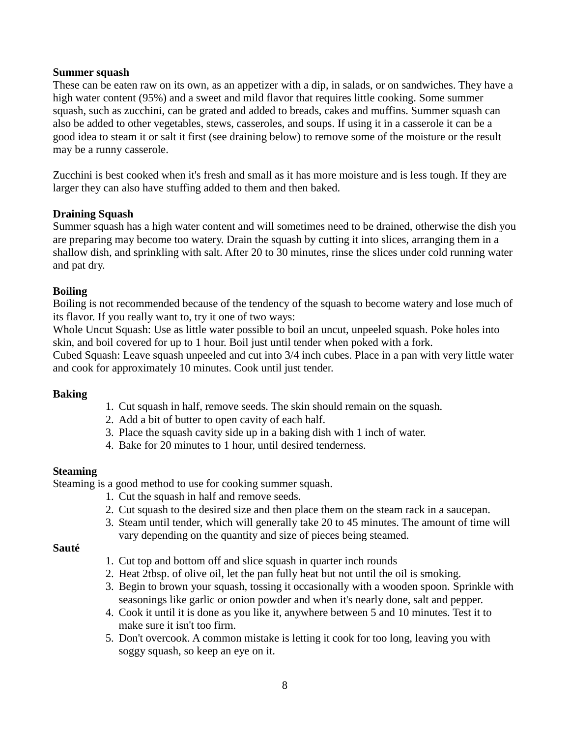**Summer squash**

These can be eaten raw on its own, as an appetizer with a dip, in salads, or on sandwiches. They have a high water content (95%) and a sweet and mild flavor that requires little cooking. Some summer squash, such as zucchini, can be grated and added to breads, cakes and muffins. Summer squash can also be added to other vegetables, stews, casseroles, and soups. If using it in a casserole it can be a good idea to steam it or salt it first (see draining below) to remove some of the moisture or the result may be a runny casserole.

Zucchini is best cooked when it's fresh and small as it has more moisture and is less tough. If they are larger they can also have stuffing added to them and then baked.

**Draining Squash**

Summer squash has a high water content and will sometimes need to be drained, otherwise the dish you are preparing may become too watery. Drain the squash by cutting it into slices, arranging them in a shallow dish, and sprinkling with salt. After 20 to 30 minutes, rinse the slices under cold running water and pat dry.

**Boiling**

Boiling is not recommended because of the tendency of the squash to become watery and lose much of its flavor. If you really want to, try it one of two ways:

Whole Uncut Squash: Use as little water possible to boil an uncut, unpeeled squash. Poke holes into skin, and boil covered for up to 1 hour. Boil just until tender when poked with a fork.

Cubed Squash: Leave squash unpeeled and cut into 3/4 inch cubes. Place in a pan with very little water and cook for approximately 10 minutes. Cook until just tender.

**Baking**

1. Cut squash in half, remove seeds. The skin should remain on the squash.
2. Add a bit of butter to open cavity of each half.
3. Place the squash cavity side up in a baking dish with 1 inch of water.
4. Bake for 20 minutes to 1 hour, until desired tenderness.

**Steaming**

Steaming is a good method to use for cooking summer squash.

1. Cut the squash in half and remove seeds.
2. Cut squash to the desired size and then place them on the steam rack in a saucepan.
3. Steam until tender, which will generally take 20 to 45 minutes. The amount of time will vary depending on the quantity and size of pieces being steamed.

**Sauté**

1. Cut top and bottom off and slice squash in quarter inch rounds
2. Heat 2tbsp. of olive oil, let the pan fully heat but not until the oil is smoking.
3. Begin to brown your squash, tossing it occasionally with a wooden spoon. Sprinkle with seasonings like garlic or onion powder and when it's nearly done, salt and pepper.
4. Cook it until it is done as you like it, anywhere between 5 and 10 minutes. Test it to make sure it isn't too firm.
5. Don't overcook. A common mistake is letting it cook for too long, leaving you with soggy squash, so keep an eye on it.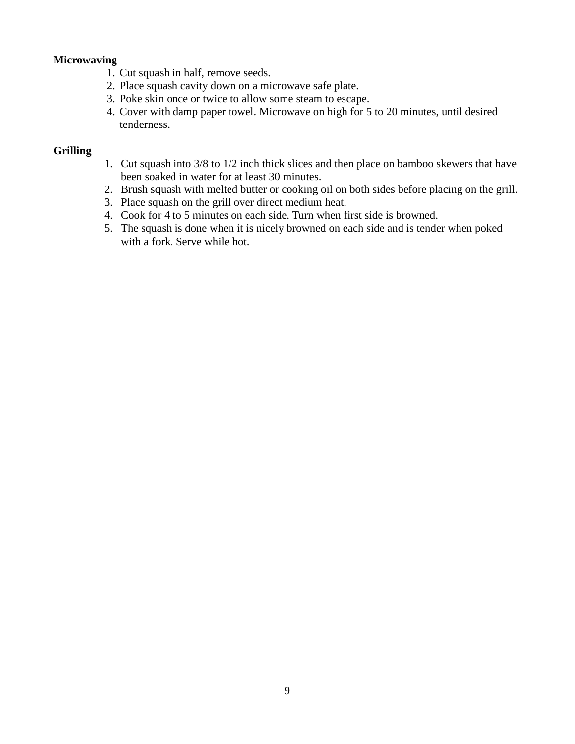**Microwaving**

1. Cut squash in half, remove seeds.
2. Place squash cavity down on a microwave safe plate.
3. Poke skin once or twice to allow some steam to escape.
4. Cover with damp paper towel. Microwave on high for 5 to 20 minutes, until desired tenderness.

**Grilling**

1. Cut squash into 3/8 to 1/2 inch thick slices and then place on bamboo skewers that have been soaked in water for at least 30 minutes.
2. Brush squash with melted butter or cooking oil on both sides before placing on the grill.
3. Place squash on the grill over direct medium heat.
4. Cook for 4 to 5 minutes on each side. Turn when first side is browned.
5. The squash is done when it is nicely browned on each side and is tender when poked with a fork. Serve while hot.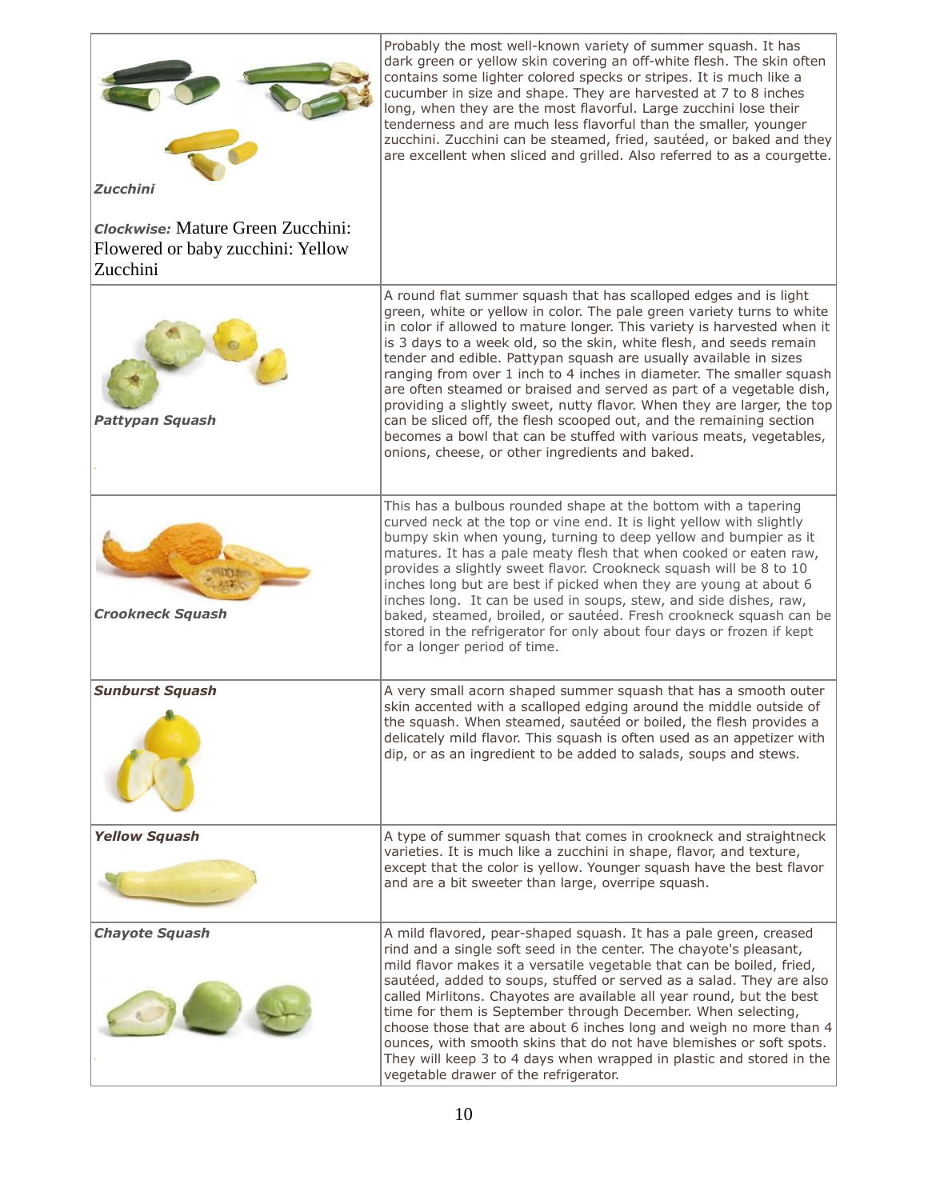| | |
|---|---|
| ***Zucchini***<br><br>***Clockwise:*** Mature Green Zucchini: Flowered or baby zucchini: Yellow Zucchini | Probably the most well-known variety of summer squash. It has dark green or yellow skin covering an off-white flesh. The skin often contains some lighter colored specks or stripes. It is much like a cucumber in size and shape. They are harvested at 7 to 8 inches long, when they are the most flavorful. Large zucchini lose their tenderness and are much less flavorful than the smaller, younger zucchini. Zucchini can be steamed, fried, sautéed, or baked and they are excellent when sliced and grilled. Also referred to as a courgette. |
| ***Pattypan Squash*** | A round flat summer squash that has scalloped edges and is light green, white or yellow in color. The pale green variety turns to white in color if allowed to mature longer. This variety is harvested when it is 3 days to a week old, so the skin, white flesh, and seeds remain tender and edible. Pattypan squash are usually available in sizes ranging from over 1 inch to 4 inches in diameter. The smaller squash are often steamed or braised and served as part of a vegetable dish, providing a slightly sweet, nutty flavor. When they are larger, the top can be sliced off, the flesh scooped out, and the remaining section becomes a bowl that can be stuffed with various meats, vegetables, onions, cheese, or other ingredients and baked. |
| ***Crookneck Squash*** | This has a bulbous rounded shape at the bottom with a tapering curved neck at the top or vine end. It is light yellow with slightly bumpy skin when young, turning to deep yellow and bumpier as it matures. It has a pale meaty flesh that when cooked or eaten raw, provides a slightly sweet flavor. Crookneck squash will be 8 to 10 inches long but are best if picked when they are young at about 6 inches long. It can be used in soups, stew, and side dishes, raw, baked, steamed, broiled, or sautéed. Fresh crookneck squash can be stored in the refrigerator for only about four days or frozen if kept for a longer period of time. |
| ***Sunburst Squash*** | A very small acorn shaped summer squash that has a smooth outer skin accented with a scalloped edging around the middle outside of the squash. When steamed, sautéed or boiled, the flesh provides a delicately mild flavor. This squash is often used as an appetizer with dip, or as an ingredient to be added to salads, soups and stews. |
| ***Yellow Squash*** | A type of summer squash that comes in crookneck and straightneck varieties. It is much like a zucchini in shape, flavor, and texture, except that the color is yellow. Younger squash have the best flavor and are a bit sweeter than large, overripe squash. |
| ***Chayote Squash*** | A mild flavored, pear-shaped squash. It has a pale green, creased rind and a single soft seed in the center. The chayote's pleasant, mild flavor makes it a versatile vegetable that can be boiled, fried, sautéed, added to soups, stuffed or served as a salad. They are also called Mirlitons. Chayotes are available all year round, but the best time for them is September through December. When selecting, choose those that are about 6 inches long and weigh no more than 4 ounces, with smooth skins that do not have blemishes or soft spots. They will keep 3 to 4 days when wrapped in plastic and stored in the vegetable drawer of the refrigerator. |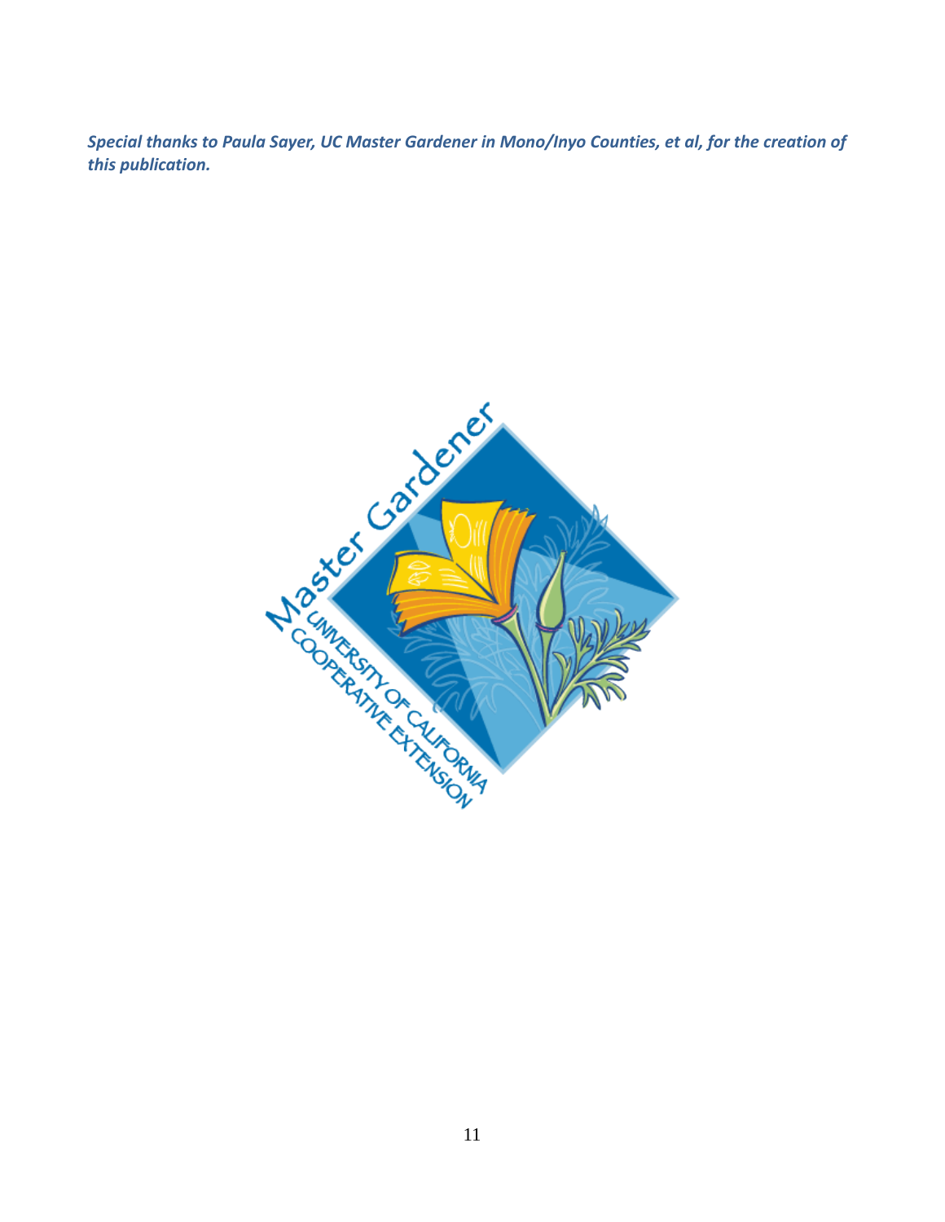***Special thanks to Paula Sayer, UC Master Gardener in Mono/Inyo Counties, et al, for the creation of this publication.***